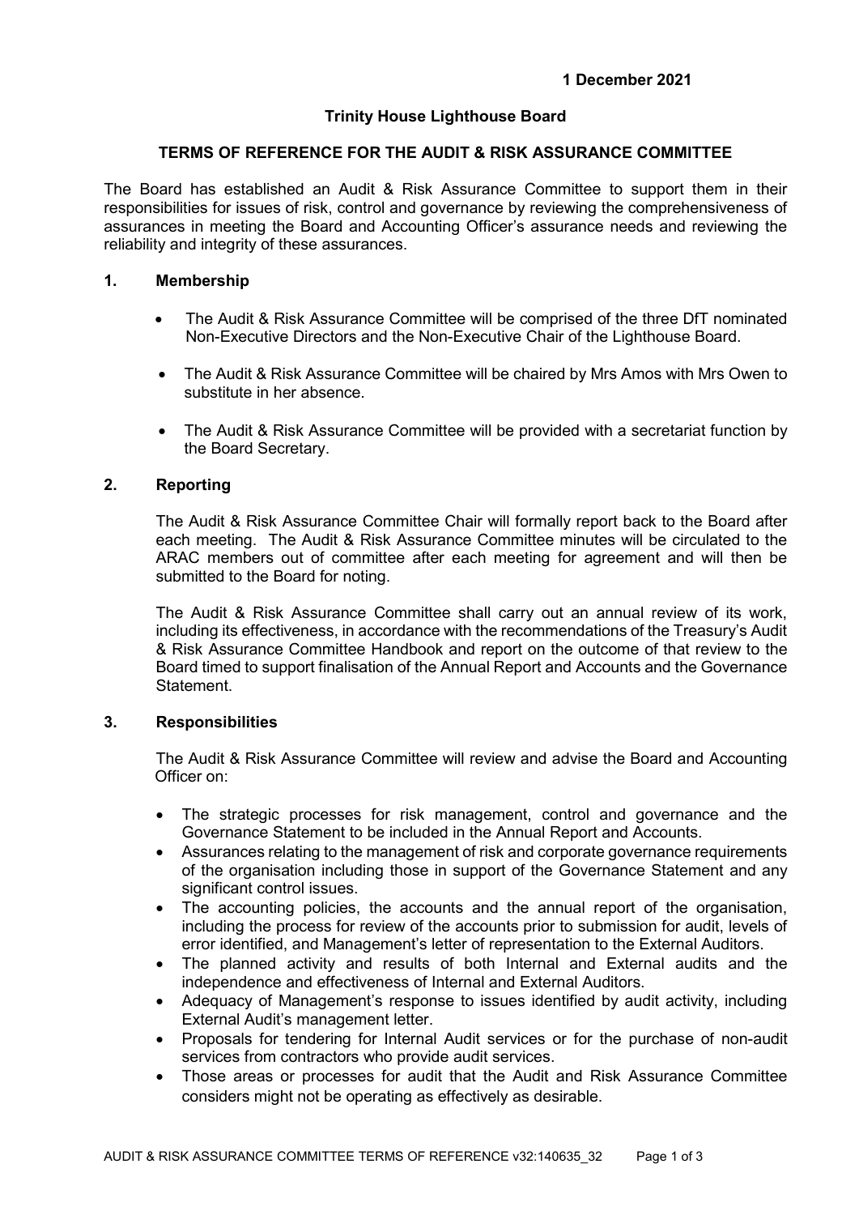**1 December 2021**

**Trinity House Lighthouse Board**

**TERMS OF REFERENCE FOR THE AUDIT & RISK ASSURANCE COMMITTEE**

The Board has established an Audit & Risk Assurance Committee to support them in their responsibilities for issues of risk, control and governance by reviewing the comprehensiveness of assurances in meeting the Board and Accounting Officer's assurance needs and reviewing the reliability and integrity of these assurances.

## 1. Membership

- The Audit & Risk Assurance Committee will be comprised of the three DfT nominated Non-Executive Directors and the Non-Executive Chair of the Lighthouse Board.
- The Audit & Risk Assurance Committee will be chaired by Mrs Amos with Mrs Owen to substitute in her absence.
- The Audit & Risk Assurance Committee will be provided with a secretariat function by the Board Secretary.

## 2. Reporting

The Audit & Risk Assurance Committee Chair will formally report back to the Board after each meeting. The Audit & Risk Assurance Committee minutes will be circulated to the ARAC members out of committee after each meeting for agreement and will then be submitted to the Board for noting.

The Audit & Risk Assurance Committee shall carry out an annual review of its work, including its effectiveness, in accordance with the recommendations of the Treasury's Audit & Risk Assurance Committee Handbook and report on the outcome of that review to the Board timed to support finalisation of the Annual Report and Accounts and the Governance Statement.

## 3. Responsibilities

The Audit & Risk Assurance Committee will review and advise the Board and Accounting Officer on:

- The strategic processes for risk management, control and governance and the Governance Statement to be included in the Annual Report and Accounts.
- Assurances relating to the management of risk and corporate governance requirements of the organisation including those in support of the Governance Statement and any significant control issues.
- The accounting policies, the accounts and the annual report of the organisation, including the process for review of the accounts prior to submission for audit, levels of error identified, and Management's letter of representation to the External Auditors.
- The planned activity and results of both Internal and External audits and the independence and effectiveness of Internal and External Auditors.
- Adequacy of Management's response to issues identified by audit activity, including External Audit's management letter.
- Proposals for tendering for Internal Audit services or for the purchase of non-audit services from contractors who provide audit services.
- Those areas or processes for audit that the Audit and Risk Assurance Committee considers might not be operating as effectively as desirable.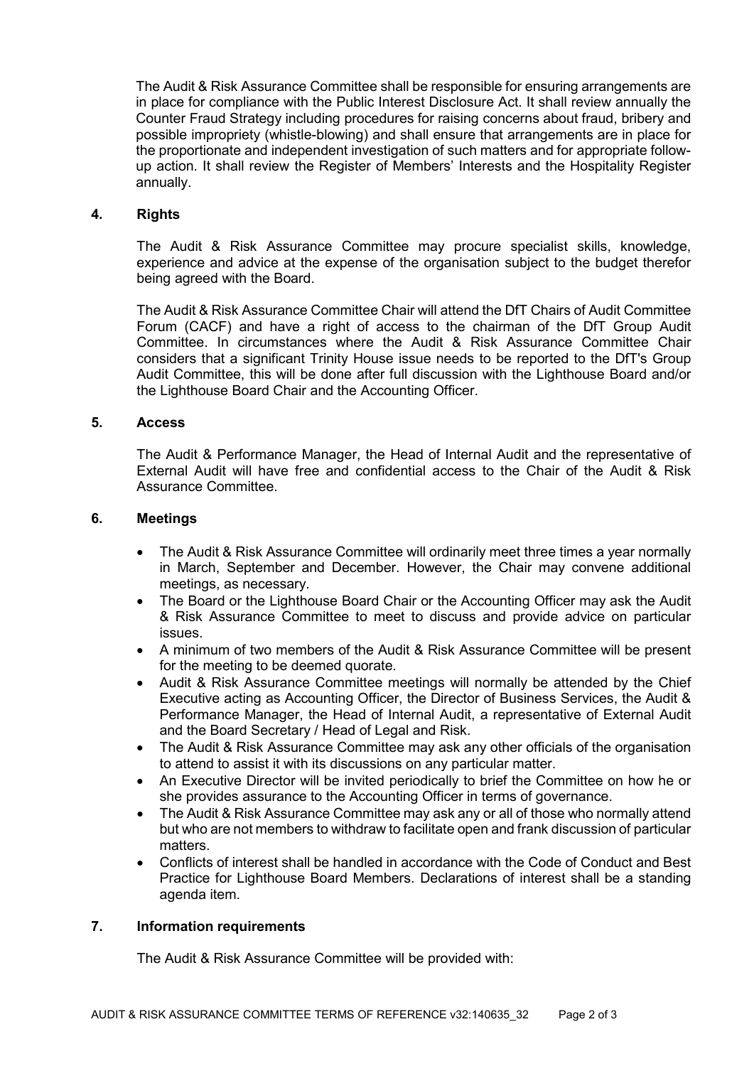The Audit & Risk Assurance Committee shall be responsible for ensuring arrangements are in place for compliance with the Public Interest Disclosure Act. It shall review annually the Counter Fraud Strategy including procedures for raising concerns about fraud, bribery and possible impropriety (whistle-blowing) and shall ensure that arrangements are in place for the proportionate and independent investigation of such matters and for appropriate follow-up action. It shall review the Register of Members' Interests and the Hospitality Register annually.

## 4. Rights

The Audit & Risk Assurance Committee may procure specialist skills, knowledge, experience and advice at the expense of the organisation subject to the budget therefor being agreed with the Board.

The Audit & Risk Assurance Committee Chair will attend the DfT Chairs of Audit Committee Forum (CACF) and have a right of access to the chairman of the DfT Group Audit Committee. In circumstances where the Audit & Risk Assurance Committee Chair considers that a significant Trinity House issue needs to be reported to the DfT's Group Audit Committee, this will be done after full discussion with the Lighthouse Board and/or the Lighthouse Board Chair and the Accounting Officer.

## 5. Access

The Audit & Performance Manager, the Head of Internal Audit and the representative of External Audit will have free and confidential access to the Chair of the Audit & Risk Assurance Committee.

## 6. Meetings

- The Audit & Risk Assurance Committee will ordinarily meet three times a year normally in March, September and December. However, the Chair may convene additional meetings, as necessary.
- The Board or the Lighthouse Board Chair or the Accounting Officer may ask the Audit & Risk Assurance Committee to meet to discuss and provide advice on particular issues.
- A minimum of two members of the Audit & Risk Assurance Committee will be present for the meeting to be deemed quorate.
- Audit & Risk Assurance Committee meetings will normally be attended by the Chief Executive acting as Accounting Officer, the Director of Business Services, the Audit & Performance Manager, the Head of Internal Audit, a representative of External Audit and the Board Secretary / Head of Legal and Risk.
- The Audit & Risk Assurance Committee may ask any other officials of the organisation to attend to assist it with its discussions on any particular matter.
- An Executive Director will be invited periodically to brief the Committee on how he or she provides assurance to the Accounting Officer in terms of governance.
- The Audit & Risk Assurance Committee may ask any or all of those who normally attend but who are not members to withdraw to facilitate open and frank discussion of particular matters.
- Conflicts of interest shall be handled in accordance with the Code of Conduct and Best Practice for Lighthouse Board Members. Declarations of interest shall be a standing agenda item.

## 7. Information requirements

The Audit & Risk Assurance Committee will be provided with: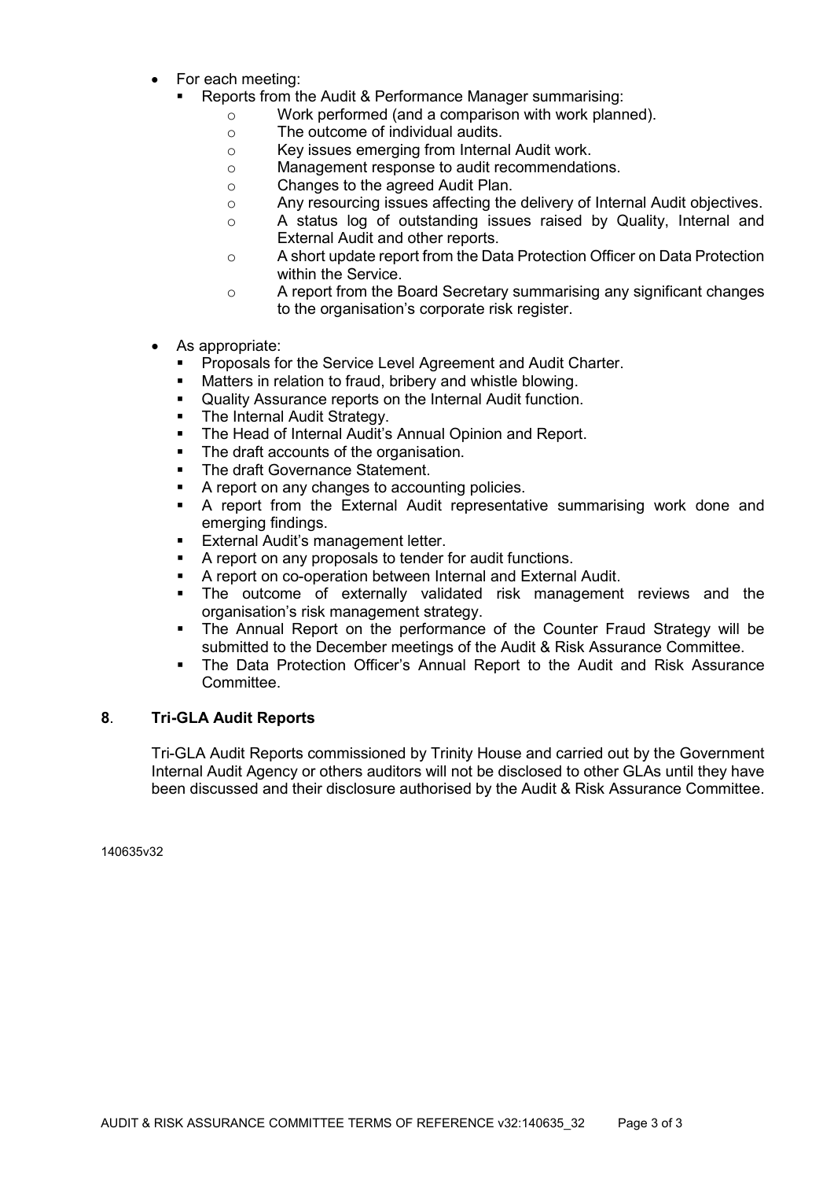- For each meeting:
  - Reports from the Audit & Performance Manager summarising:
    - Work performed (and a comparison with work planned).
    - The outcome of individual audits.
    - Key issues emerging from Internal Audit work.
    - Management response to audit recommendations.
    - Changes to the agreed Audit Plan.
    - Any resourcing issues affecting the delivery of Internal Audit objectives.
    - A status log of outstanding issues raised by Quality, Internal and External Audit and other reports.
    - A short update report from the Data Protection Officer on Data Protection within the Service.
    - A report from the Board Secretary summarising any significant changes to the organisation's corporate risk register.

- As appropriate:
  - Proposals for the Service Level Agreement and Audit Charter.
  - Matters in relation to fraud, bribery and whistle blowing.
  - Quality Assurance reports on the Internal Audit function.
  - The Internal Audit Strategy.
  - The Head of Internal Audit's Annual Opinion and Report.
  - The draft accounts of the organisation.
  - The draft Governance Statement.
  - A report on any changes to accounting policies.
  - A report from the External Audit representative summarising work done and emerging findings.
  - External Audit's management letter.
  - A report on any proposals to tender for audit functions.
  - A report on co-operation between Internal and External Audit.
  - The outcome of externally validated risk management reviews and the organisation's risk management strategy.
  - The Annual Report on the performance of the Counter Fraud Strategy will be submitted to the December meetings of the Audit & Risk Assurance Committee.
  - The Data Protection Officer's Annual Report to the Audit and Risk Assurance Committee.

## 8. Tri-GLA Audit Reports

Tri-GLA Audit Reports commissioned by Trinity House and carried out by the Government Internal Audit Agency or others auditors will not be disclosed to other GLAs until they have been discussed and their disclosure authorised by the Audit & Risk Assurance Committee.

140635v32